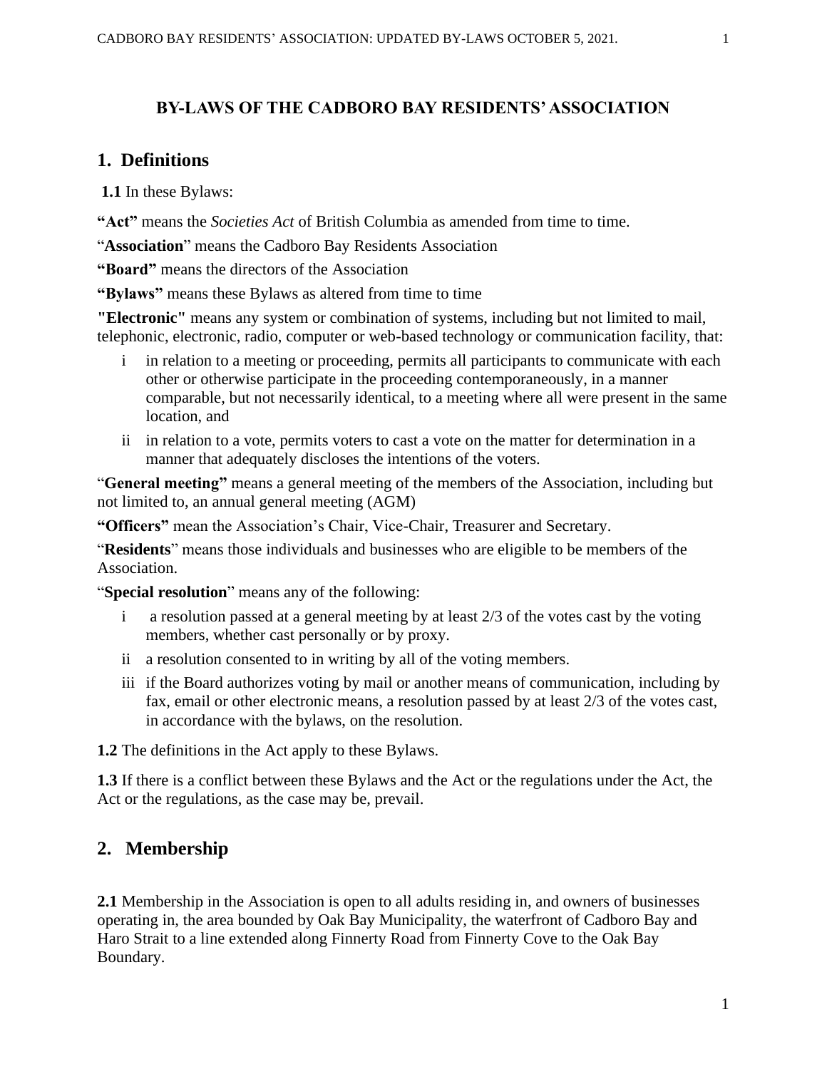# BY-LAWS OF THE CADBORO BAY RESIDENTS' ASSOCIATION

## 1. Definitions

**1.1** In these Bylaws:

**"Act"** means the *Societies Act* of British Columbia as amended from time to time.

"**Association**" means the Cadboro Bay Residents Association

**"Board"** means the directors of the Association

**"Bylaws"** means these Bylaws as altered from time to time

**"Electronic"** means any system or combination of systems, including but not limited to mail, telephonic, electronic, radio, computer or web-based technology or communication facility, that:

- i in relation to a meeting or proceeding, permits all participants to communicate with each other or otherwise participate in the proceeding contemporaneously, in a manner comparable, but not necessarily identical, to a meeting where all were present in the same location, and
- ii in relation to a vote, permits voters to cast a vote on the matter for determination in a manner that adequately discloses the intentions of the voters.

"**General meeting"** means a general meeting of the members of the Association, including but not limited to, an annual general meeting (AGM)

**"Officers"** mean the Association's Chair, Vice-Chair, Treasurer and Secretary.

"**Residents**" means those individuals and businesses who are eligible to be members of the Association.

"**Special resolution**" means any of the following:

- i a resolution passed at a general meeting by at least 2/3 of the votes cast by the voting members, whether cast personally or by proxy.
- ii a resolution consented to in writing by all of the voting members.
- iii if the Board authorizes voting by mail or another means of communication, including by fax, email or other electronic means, a resolution passed by at least 2/3 of the votes cast, in accordance with the bylaws, on the resolution.

**1.2** The definitions in the Act apply to these Bylaws.

**1.3** If there is a conflict between these Bylaws and the Act or the regulations under the Act, the Act or the regulations, as the case may be, prevail.

## 2. Membership

**2.1** Membership in the Association is open to all adults residing in, and owners of businesses operating in, the area bounded by Oak Bay Municipality, the waterfront of Cadboro Bay and Haro Strait to a line extended along Finnerty Road from Finnerty Cove to the Oak Bay Boundary.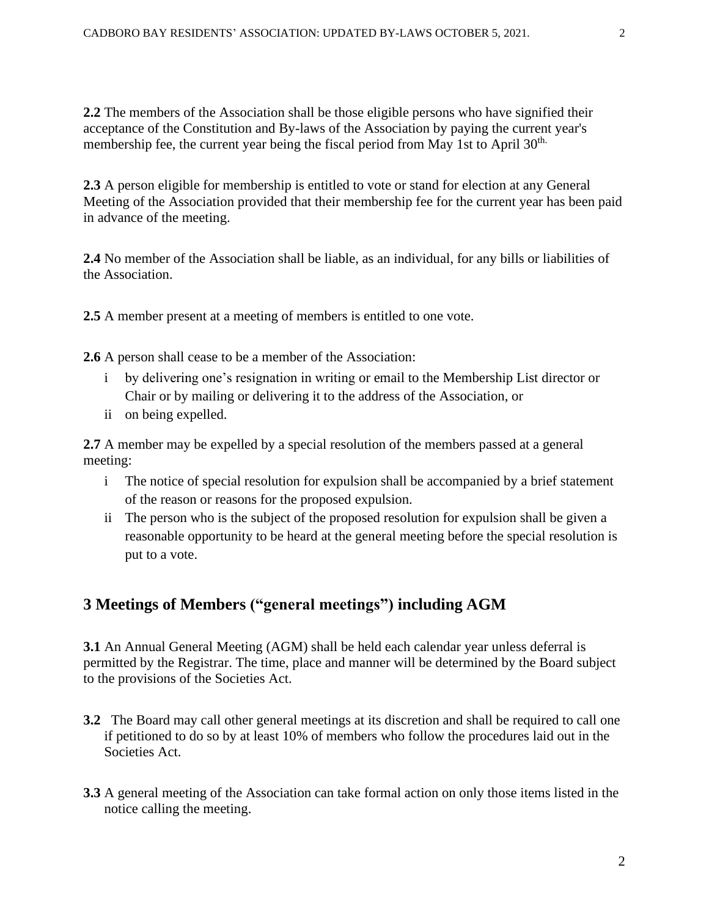**2.2** The members of the Association shall be those eligible persons who have signified their acceptance of the Constitution and By-laws of the Association by paying the current year's membership fee, the current year being the fiscal period from May 1st to April 30th.

**2.3** A person eligible for membership is entitled to vote or stand for election at any General Meeting of the Association provided that their membership fee for the current year has been paid in advance of the meeting.

**2.4** No member of the Association shall be liable, as an individual, for any bills or liabilities of the Association.

**2.5** A member present at a meeting of members is entitled to one vote.

**2.6** A person shall cease to be a member of the Association:

i by delivering one's resignation in writing or email to the Membership List director or Chair or by mailing or delivering it to the address of the Association, or

ii on being expelled.

**2.7** A member may be expelled by a special resolution of the members passed at a general meeting:

i The notice of special resolution for expulsion shall be accompanied by a brief statement of the reason or reasons for the proposed expulsion.

ii The person who is the subject of the proposed resolution for expulsion shall be given a reasonable opportunity to be heard at the general meeting before the special resolution is put to a vote.

## 3 Meetings of Members ("general meetings") including AGM

**3.1** An Annual General Meeting (AGM) shall be held each calendar year unless deferral is permitted by the Registrar. The time, place and manner will be determined by the Board subject to the provisions of the Societies Act.

**3.2** The Board may call other general meetings at its discretion and shall be required to call one if petitioned to do so by at least 10% of members who follow the procedures laid out in the Societies Act.

**3.3** A general meeting of the Association can take formal action on only those items listed in the notice calling the meeting.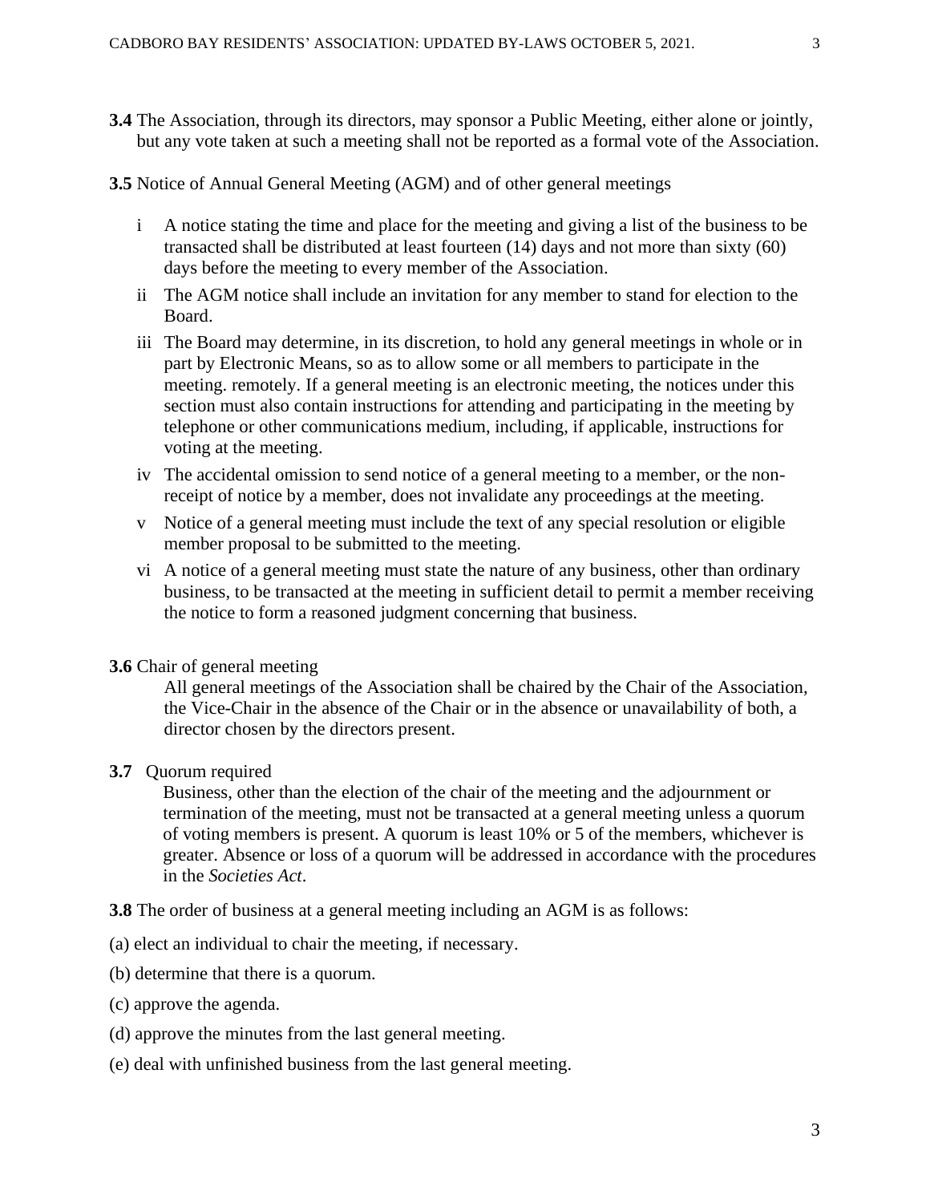**3.4** The Association, through its directors, may sponsor a Public Meeting, either alone or jointly, but any vote taken at such a meeting shall not be reported as a formal vote of the Association.

**3.5** Notice of Annual General Meeting (AGM) and of other general meetings

- i A notice stating the time and place for the meeting and giving a list of the business to be transacted shall be distributed at least fourteen (14) days and not more than sixty (60) days before the meeting to every member of the Association.
- ii The AGM notice shall include an invitation for any member to stand for election to the Board.
- iii The Board may determine, in its discretion, to hold any general meetings in whole or in part by Electronic Means, so as to allow some or all members to participate in the meeting. remotely. If a general meeting is an electronic meeting, the notices under this section must also contain instructions for attending and participating in the meeting by telephone or other communications medium, including, if applicable, instructions for voting at the meeting.
- iv The accidental omission to send notice of a general meeting to a member, or the non-receipt of notice by a member, does not invalidate any proceedings at the meeting.
- v Notice of a general meeting must include the text of any special resolution or eligible member proposal to be submitted to the meeting.
- vi A notice of a general meeting must state the nature of any business, other than ordinary business, to be transacted at the meeting in sufficient detail to permit a member receiving the notice to form a reasoned judgment concerning that business.

**3.6** Chair of general meeting

All general meetings of the Association shall be chaired by the Chair of the Association, the Vice-Chair in the absence of the Chair or in the absence or unavailability of both, a director chosen by the directors present.

**3.7** Quorum required

Business, other than the election of the chair of the meeting and the adjournment or termination of the meeting, must not be transacted at a general meeting unless a quorum of voting members is present. A quorum is least 10% or 5 of the members, whichever is greater. Absence or loss of a quorum will be addressed in accordance with the procedures in the *Societies Act*.

**3.8** The order of business at a general meeting including an AGM is as follows:

(a) elect an individual to chair the meeting, if necessary.

(b) determine that there is a quorum.

(c) approve the agenda.

(d) approve the minutes from the last general meeting.

(e) deal with unfinished business from the last general meeting.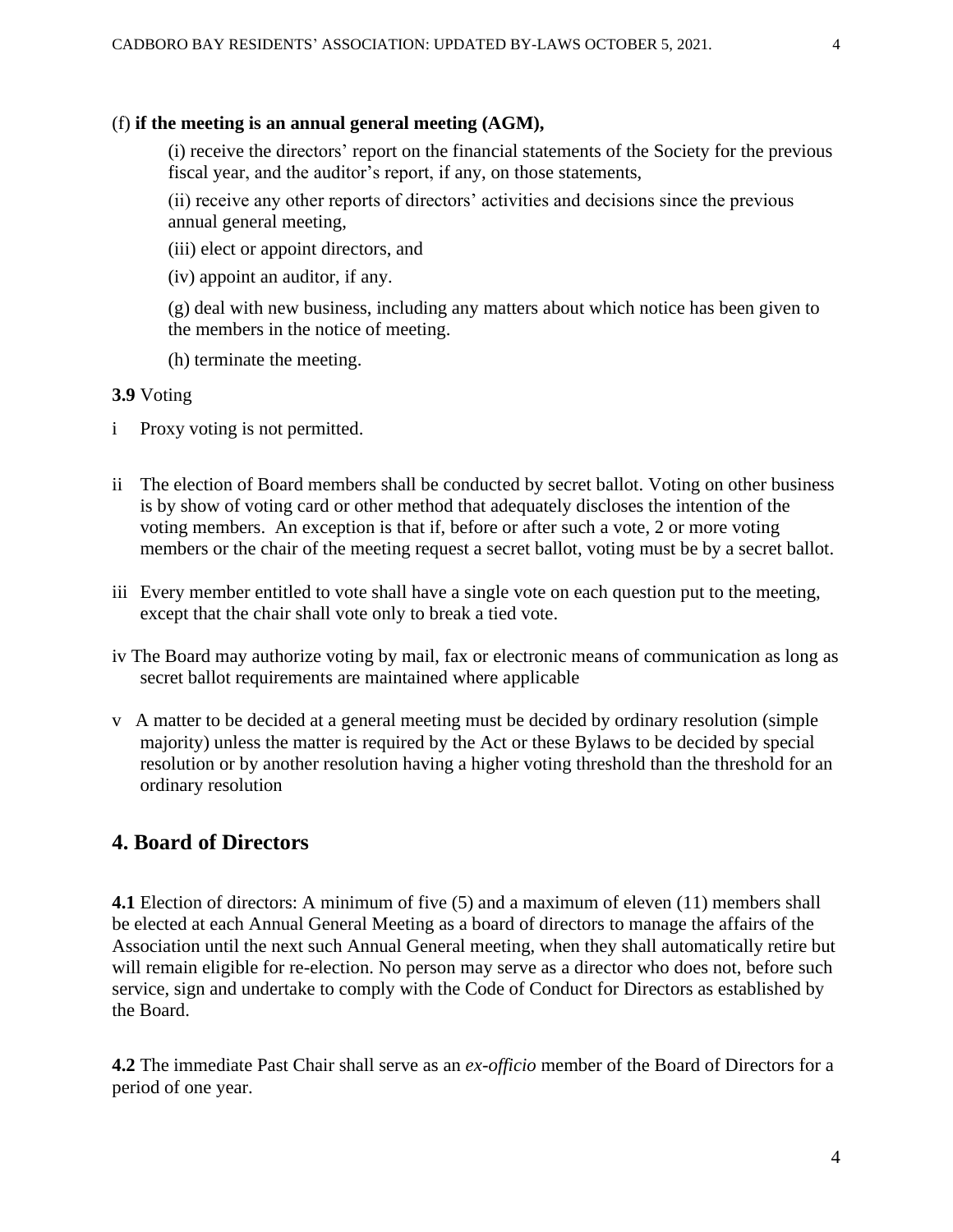(f) **if the meeting is an annual general meeting (AGM),**

(i) receive the directors' report on the financial statements of the Society for the previous fiscal year, and the auditor's report, if any, on those statements,

(ii) receive any other reports of directors' activities and decisions since the previous annual general meeting,

(iii) elect or appoint directors, and

(iv) appoint an auditor, if any.

(g) deal with new business, including any matters about which notice has been given to the members in the notice of meeting.

(h) terminate the meeting.

**3.9** Voting

i Proxy voting is not permitted.

ii The election of Board members shall be conducted by secret ballot. Voting on other business is by show of voting card or other method that adequately discloses the intention of the voting members. An exception is that if, before or after such a vote, 2 or more voting members or the chair of the meeting request a secret ballot, voting must be by a secret ballot.

iii Every member entitled to vote shall have a single vote on each question put to the meeting, except that the chair shall vote only to break a tied vote.

iv The Board may authorize voting by mail, fax or electronic means of communication as long as secret ballot requirements are maintained where applicable

v A matter to be decided at a general meeting must be decided by ordinary resolution (simple majority) unless the matter is required by the Act or these Bylaws to be decided by special resolution or by another resolution having a higher voting threshold than the threshold for an ordinary resolution

## 4. Board of Directors

**4.1** Election of directors: A minimum of five (5) and a maximum of eleven (11) members shall be elected at each Annual General Meeting as a board of directors to manage the affairs of the Association until the next such Annual General meeting, when they shall automatically retire but will remain eligible for re-election. No person may serve as a director who does not, before such service, sign and undertake to comply with the Code of Conduct for Directors as established by the Board.

**4.2** The immediate Past Chair shall serve as an *ex-officio* member of the Board of Directors for a period of one year.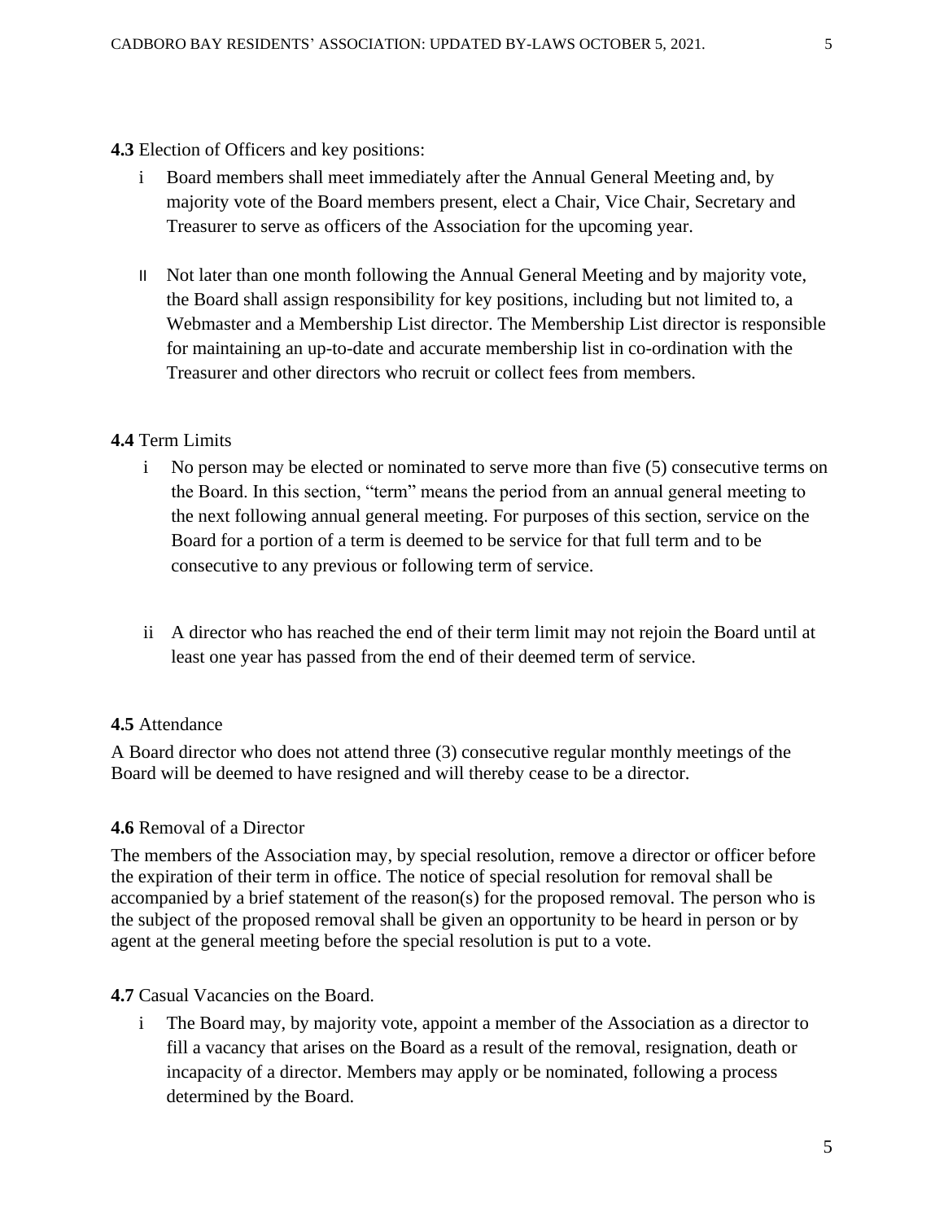**4.3** Election of Officers and key positions:

i Board members shall meet immediately after the Annual General Meeting and, by majority vote of the Board members present, elect a Chair, Vice Chair, Secretary and Treasurer to serve as officers of the Association for the upcoming year.

II Not later than one month following the Annual General Meeting and by majority vote, the Board shall assign responsibility for key positions, including but not limited to, a Webmaster and a Membership List director. The Membership List director is responsible for maintaining an up-to-date and accurate membership list in co-ordination with the Treasurer and other directors who recruit or collect fees from members.

**4.4** Term Limits

i No person may be elected or nominated to serve more than five (5) consecutive terms on the Board. In this section, "term" means the period from an annual general meeting to the next following annual general meeting. For purposes of this section, service on the Board for a portion of a term is deemed to be service for that full term and to be consecutive to any previous or following term of service.

ii A director who has reached the end of their term limit may not rejoin the Board until at least one year has passed from the end of their deemed term of service.

**4.5** Attendance

A Board director who does not attend three (3) consecutive regular monthly meetings of the Board will be deemed to have resigned and will thereby cease to be a director.

**4.6** Removal of a Director

The members of the Association may, by special resolution, remove a director or officer before the expiration of their term in office. The notice of special resolution for removal shall be accompanied by a brief statement of the reason(s) for the proposed removal. The person who is the subject of the proposed removal shall be given an opportunity to be heard in person or by agent at the general meeting before the special resolution is put to a vote.

**4.7** Casual Vacancies on the Board.

i The Board may, by majority vote, appoint a member of the Association as a director to fill a vacancy that arises on the Board as a result of the removal, resignation, death or incapacity of a director. Members may apply or be nominated, following a process determined by the Board.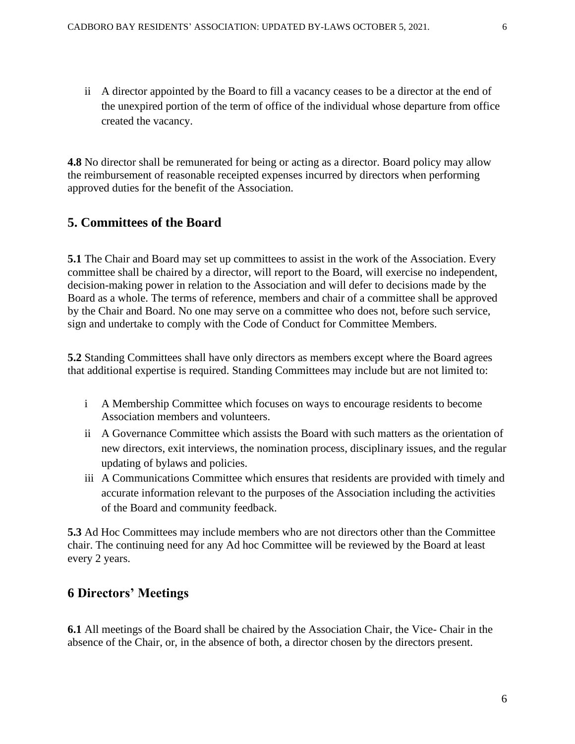ii A director appointed by the Board to fill a vacancy ceases to be a director at the end of the unexpired portion of the term of office of the individual whose departure from office created the vacancy.

**4.8** No director shall be remunerated for being or acting as a director. Board policy may allow the reimbursement of reasonable receipted expenses incurred by directors when performing approved duties for the benefit of the Association.

## 5. Committees of the Board

**5.1** The Chair and Board may set up committees to assist in the work of the Association. Every committee shall be chaired by a director, will report to the Board, will exercise no independent, decision-making power in relation to the Association and will defer to decisions made by the Board as a whole. The terms of reference, members and chair of a committee shall be approved by the Chair and Board. No one may serve on a committee who does not, before such service, sign and undertake to comply with the Code of Conduct for Committee Members.

**5.2** Standing Committees shall have only directors as members except where the Board agrees that additional expertise is required. Standing Committees may include but are not limited to:

i A Membership Committee which focuses on ways to encourage residents to become Association members and volunteers.

ii A Governance Committee which assists the Board with such matters as the orientation of new directors, exit interviews, the nomination process, disciplinary issues, and the regular updating of bylaws and policies.

iii A Communications Committee which ensures that residents are provided with timely and accurate information relevant to the purposes of the Association including the activities of the Board and community feedback.

**5.3** Ad Hoc Committees may include members who are not directors other than the Committee chair. The continuing need for any Ad hoc Committee will be reviewed by the Board at least every 2 years.

## 6 Directors' Meetings

**6.1** All meetings of the Board shall be chaired by the Association Chair, the Vice- Chair in the absence of the Chair, or, in the absence of both, a director chosen by the directors present.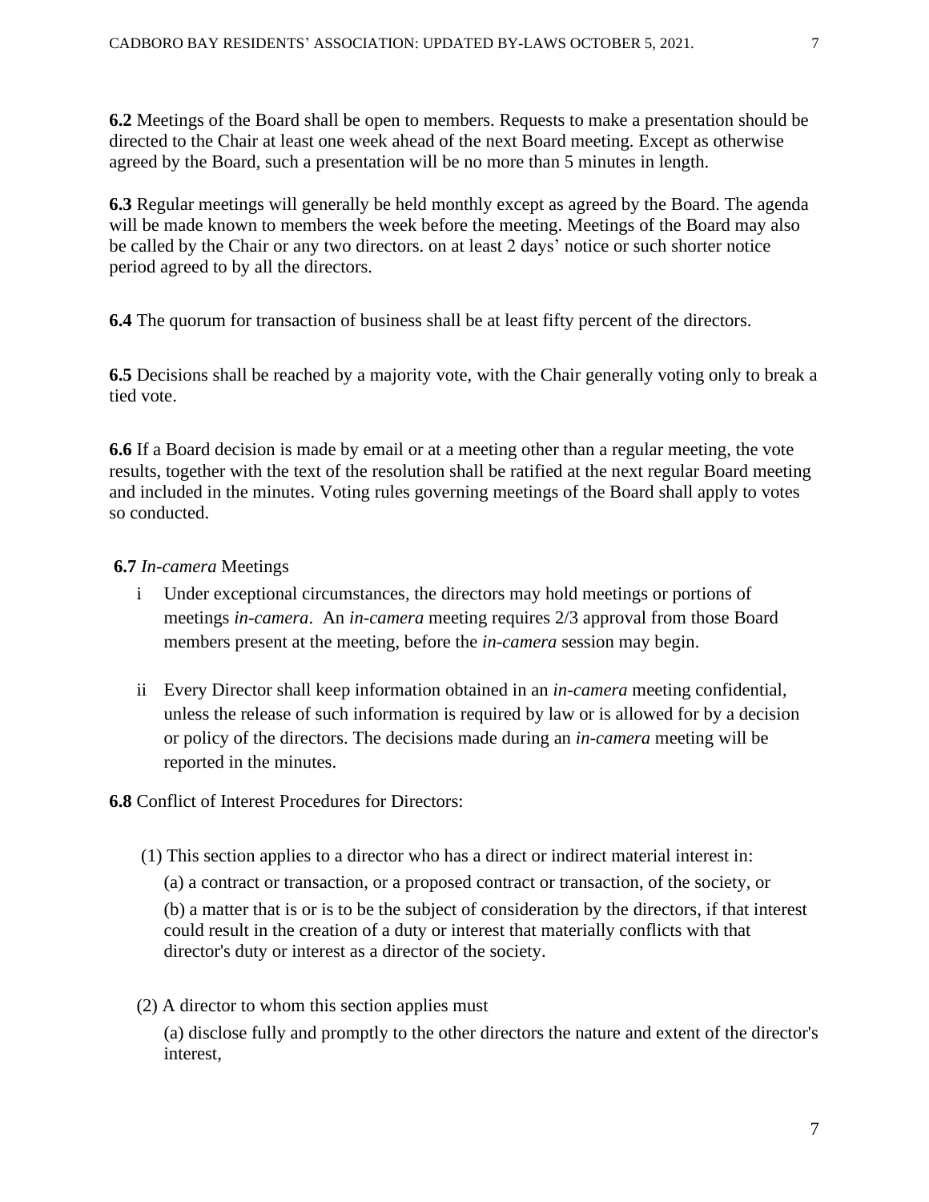**6.2** Meetings of the Board shall be open to members. Requests to make a presentation should be directed to the Chair at least one week ahead of the next Board meeting. Except as otherwise agreed by the Board, such a presentation will be no more than 5 minutes in length.

**6.3** Regular meetings will generally be held monthly except as agreed by the Board. The agenda will be made known to members the week before the meeting. Meetings of the Board may also be called by the Chair or any two directors. on at least 2 days' notice or such shorter notice period agreed to by all the directors.

**6.4** The quorum for transaction of business shall be at least fifty percent of the directors.

**6.5** Decisions shall be reached by a majority vote, with the Chair generally voting only to break a tied vote.

**6.6** If a Board decision is made by email or at a meeting other than a regular meeting, the vote results, together with the text of the resolution shall be ratified at the next regular Board meeting and included in the minutes. Voting rules governing meetings of the Board shall apply to votes so conducted.

**6.7** *In-camera* Meetings

i Under exceptional circumstances, the directors may hold meetings or portions of meetings *in-camera*. An *in-camera* meeting requires 2/3 approval from those Board members present at the meeting, before the *in-camera* session may begin.

ii Every Director shall keep information obtained in an *in-camera* meeting confidential, unless the release of such information is required by law or is allowed for by a decision or policy of the directors. The decisions made during an *in-camera* meeting will be reported in the minutes.

**6.8** Conflict of Interest Procedures for Directors:

(1) This section applies to a director who has a direct or indirect material interest in:

(a) a contract or transaction, or a proposed contract or transaction, of the society, or

(b) a matter that is or is to be the subject of consideration by the directors, if that interest could result in the creation of a duty or interest that materially conflicts with that director's duty or interest as a director of the society.

(2) A director to whom this section applies must

(a) disclose fully and promptly to the other directors the nature and extent of the director's interest,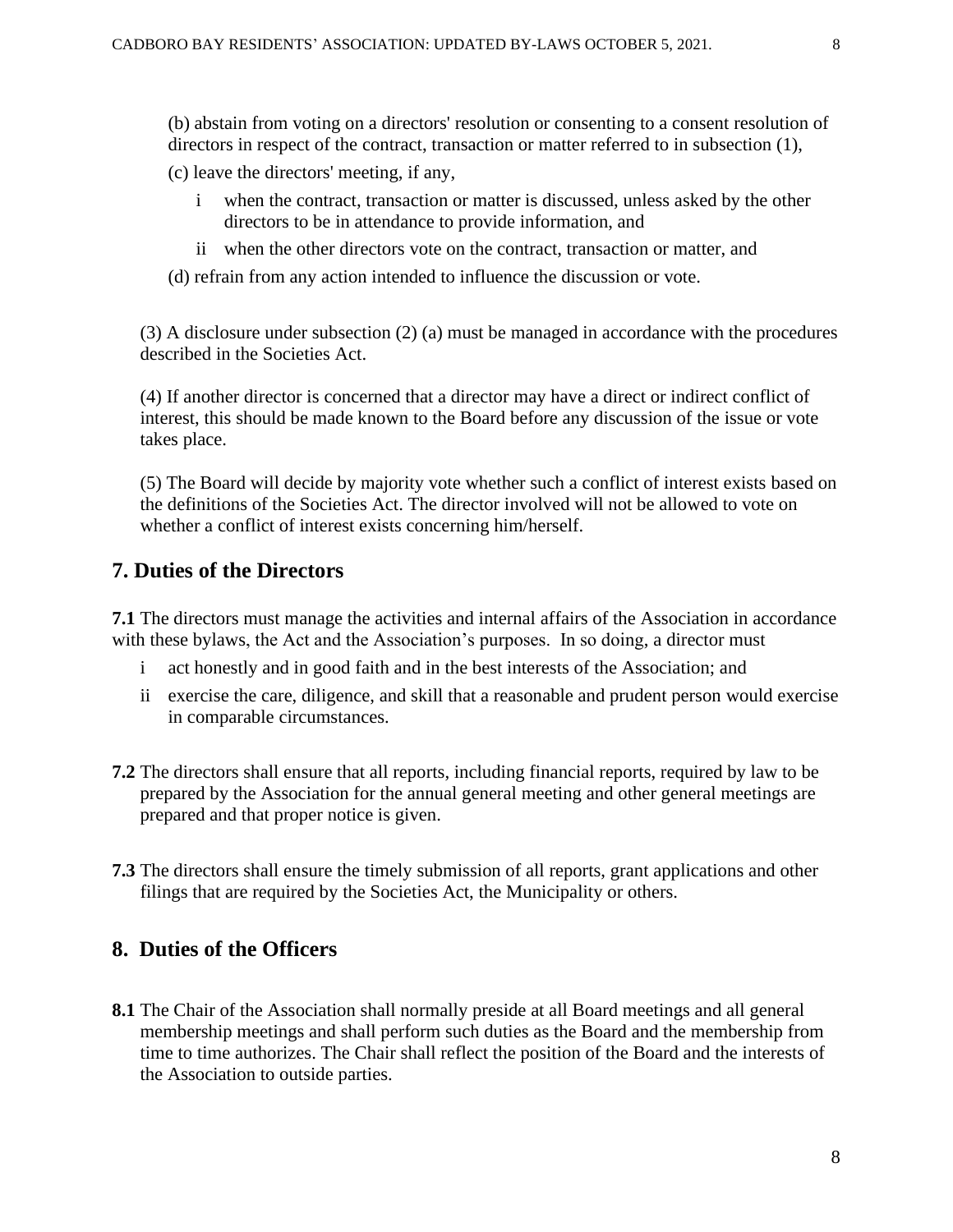(b) abstain from voting on a directors' resolution or consenting to a consent resolution of directors in respect of the contract, transaction or matter referred to in subsection (1),

(c) leave the directors' meeting, if any,

- i when the contract, transaction or matter is discussed, unless asked by the other directors to be in attendance to provide information, and
- ii when the other directors vote on the contract, transaction or matter, and

(d) refrain from any action intended to influence the discussion or vote.

(3) A disclosure under subsection (2) (a) must be managed in accordance with the procedures described in the Societies Act.

(4) If another director is concerned that a director may have a direct or indirect conflict of interest, this should be made known to the Board before any discussion of the issue or vote takes place.

(5) The Board will decide by majority vote whether such a conflict of interest exists based on the definitions of the Societies Act. The director involved will not be allowed to vote on whether a conflict of interest exists concerning him/herself.

## 7. Duties of the Directors

**7.1** The directors must manage the activities and internal affairs of the Association in accordance with these bylaws, the Act and the Association's purposes. In so doing, a director must

- i act honestly and in good faith and in the best interests of the Association; and
- ii exercise the care, diligence, and skill that a reasonable and prudent person would exercise in comparable circumstances.

**7.2** The directors shall ensure that all reports, including financial reports, required by law to be prepared by the Association for the annual general meeting and other general meetings are prepared and that proper notice is given.

**7.3** The directors shall ensure the timely submission of all reports, grant applications and other filings that are required by the Societies Act, the Municipality or others.

## 8. Duties of the Officers

**8.1** The Chair of the Association shall normally preside at all Board meetings and all general membership meetings and shall perform such duties as the Board and the membership from time to time authorizes. The Chair shall reflect the position of the Board and the interests of the Association to outside parties.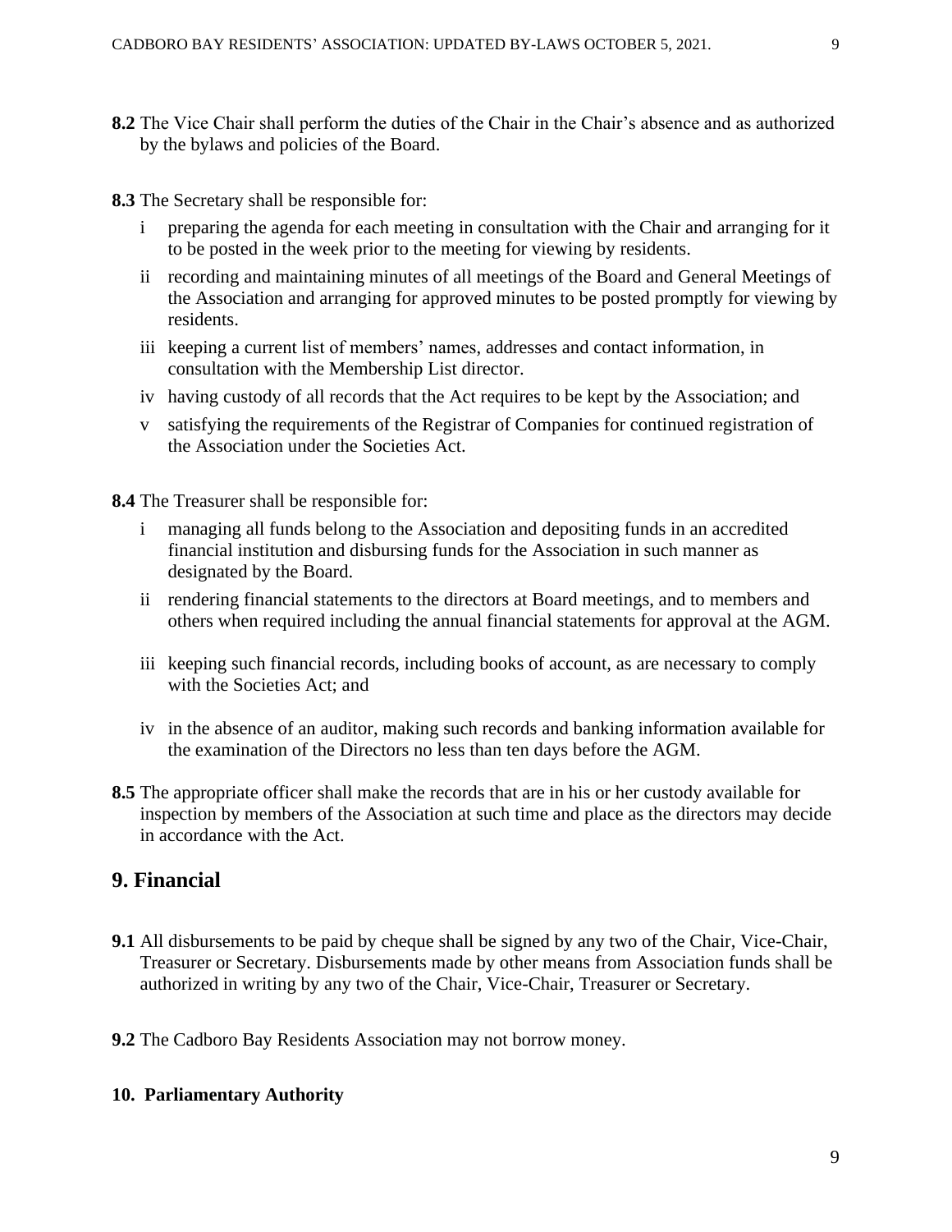**8.2** The Vice Chair shall perform the duties of the Chair in the Chair's absence and as authorized by the bylaws and policies of the Board.

**8.3** The Secretary shall be responsible for:

i preparing the agenda for each meeting in consultation with the Chair and arranging for it to be posted in the week prior to the meeting for viewing by residents.

ii recording and maintaining minutes of all meetings of the Board and General Meetings of the Association and arranging for approved minutes to be posted promptly for viewing by residents.

iii keeping a current list of members' names, addresses and contact information, in consultation with the Membership List director.

iv having custody of all records that the Act requires to be kept by the Association; and

v satisfying the requirements of the Registrar of Companies for continued registration of the Association under the Societies Act.

**8.4** The Treasurer shall be responsible for:

i managing all funds belong to the Association and depositing funds in an accredited financial institution and disbursing funds for the Association in such manner as designated by the Board.

ii rendering financial statements to the directors at Board meetings, and to members and others when required including the annual financial statements for approval at the AGM.

iii keeping such financial records, including books of account, as are necessary to comply with the Societies Act; and

iv in the absence of an auditor, making such records and banking information available for the examination of the Directors no less than ten days before the AGM.

**8.5** The appropriate officer shall make the records that are in his or her custody available for inspection by members of the Association at such time and place as the directors may decide in accordance with the Act.

## 9. Financial

**9.1** All disbursements to be paid by cheque shall be signed by any two of the Chair, Vice-Chair, Treasurer or Secretary. Disbursements made by other means from Association funds shall be authorized in writing by any two of the Chair, Vice-Chair, Treasurer or Secretary.

**9.2** The Cadboro Bay Residents Association may not borrow money.

### 10. Parliamentary Authority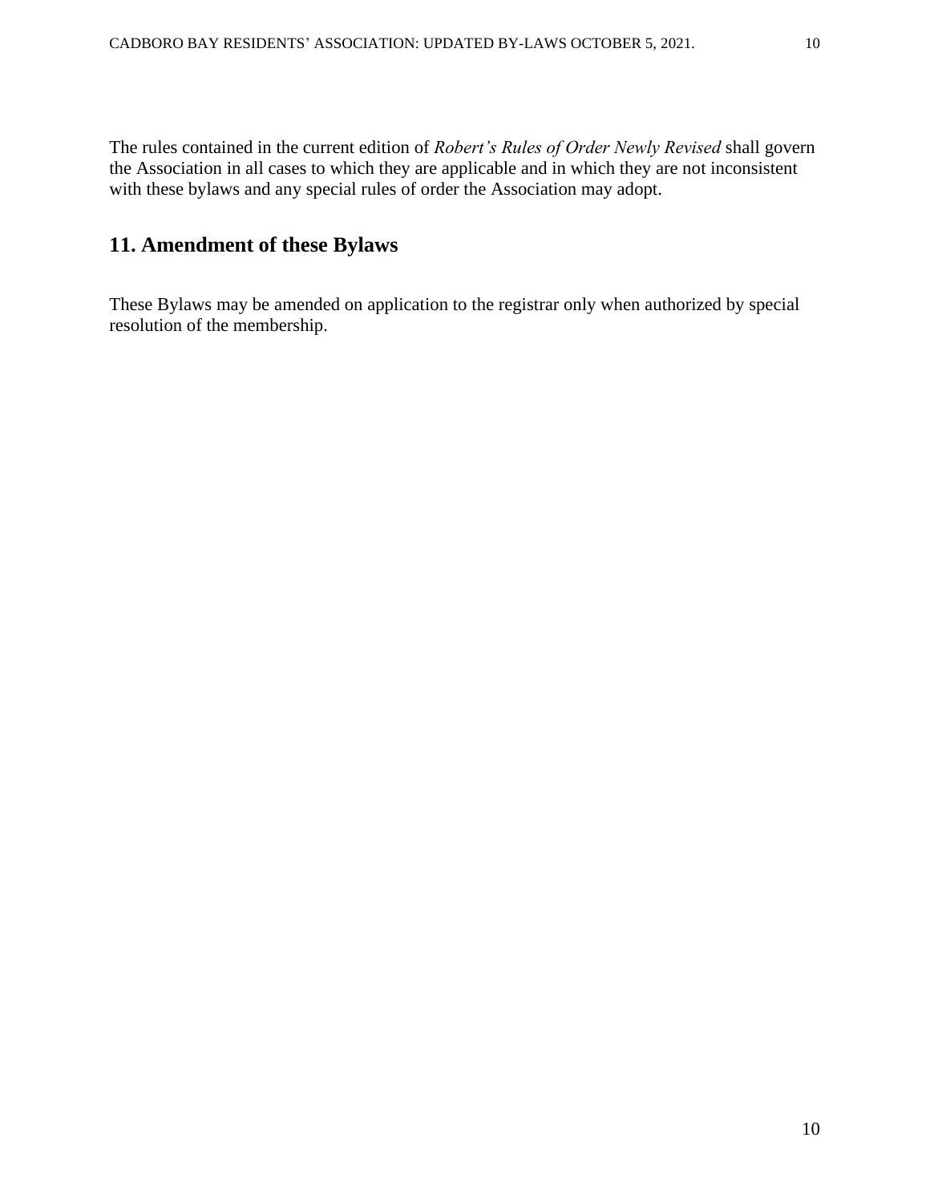The rules contained in the current edition of *Robert's Rules of Order Newly Revised* shall govern the Association in all cases to which they are applicable and in which they are not inconsistent with these bylaws and any special rules of order the Association may adopt.

## 11. Amendment of these Bylaws

These Bylaws may be amended on application to the registrar only when authorized by special resolution of the membership.